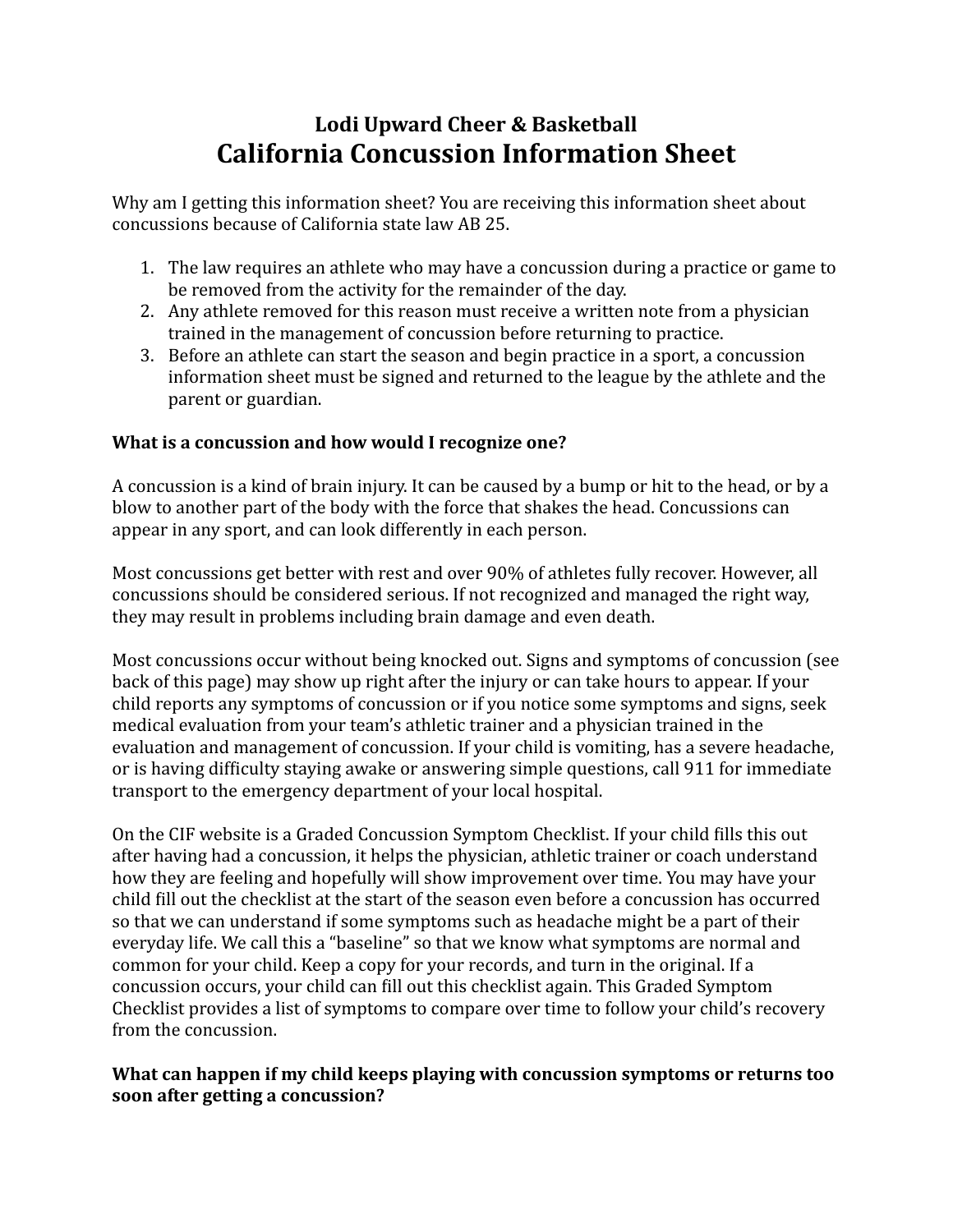## Lodi Upward Cheer & Basketball

# California Concussion Information Sheet

Why am I getting this information sheet? You are receiving this information sheet about concussions because of California state law AB 25.

1. The law requires an athlete who may have a concussion during a practice or game to be removed from the activity for the remainder of the day.
2. Any athlete removed for this reason must receive a written note from a physician trained in the management of concussion before returning to practice.
3. Before an athlete can start the season and begin practice in a sport, a concussion information sheet must be signed and returned to the league by the athlete and the parent or guardian.

**What is a concussion and how would I recognize one?**

A concussion is a kind of brain injury. It can be caused by a bump or hit to the head, or by a blow to another part of the body with the force that shakes the head. Concussions can appear in any sport, and can look differently in each person.

Most concussions get better with rest and over 90% of athletes fully recover. However, all concussions should be considered serious. If not recognized and managed the right way, they may result in problems including brain damage and even death.

Most concussions occur without being knocked out. Signs and symptoms of concussion (see back of this page) may show up right after the injury or can take hours to appear. If your child reports any symptoms of concussion or if you notice some symptoms and signs, seek medical evaluation from your team's athletic trainer and a physician trained in the evaluation and management of concussion. If your child is vomiting, has a severe headache, or is having difficulty staying awake or answering simple questions, call 911 for immediate transport to the emergency department of your local hospital.

On the CIF website is a Graded Concussion Symptom Checklist. If your child fills this out after having had a concussion, it helps the physician, athletic trainer or coach understand how they are feeling and hopefully will show improvement over time. You may have your child fill out the checklist at the start of the season even before a concussion has occurred so that we can understand if some symptoms such as headache might be a part of their everyday life. We call this a "baseline" so that we know what symptoms are normal and common for your child. Keep a copy for your records, and turn in the original. If a concussion occurs, your child can fill out this checklist again. This Graded Symptom Checklist provides a list of symptoms to compare over time to follow your child's recovery from the concussion.

**What can happen if my child keeps playing with concussion symptoms or returns too soon after getting a concussion?**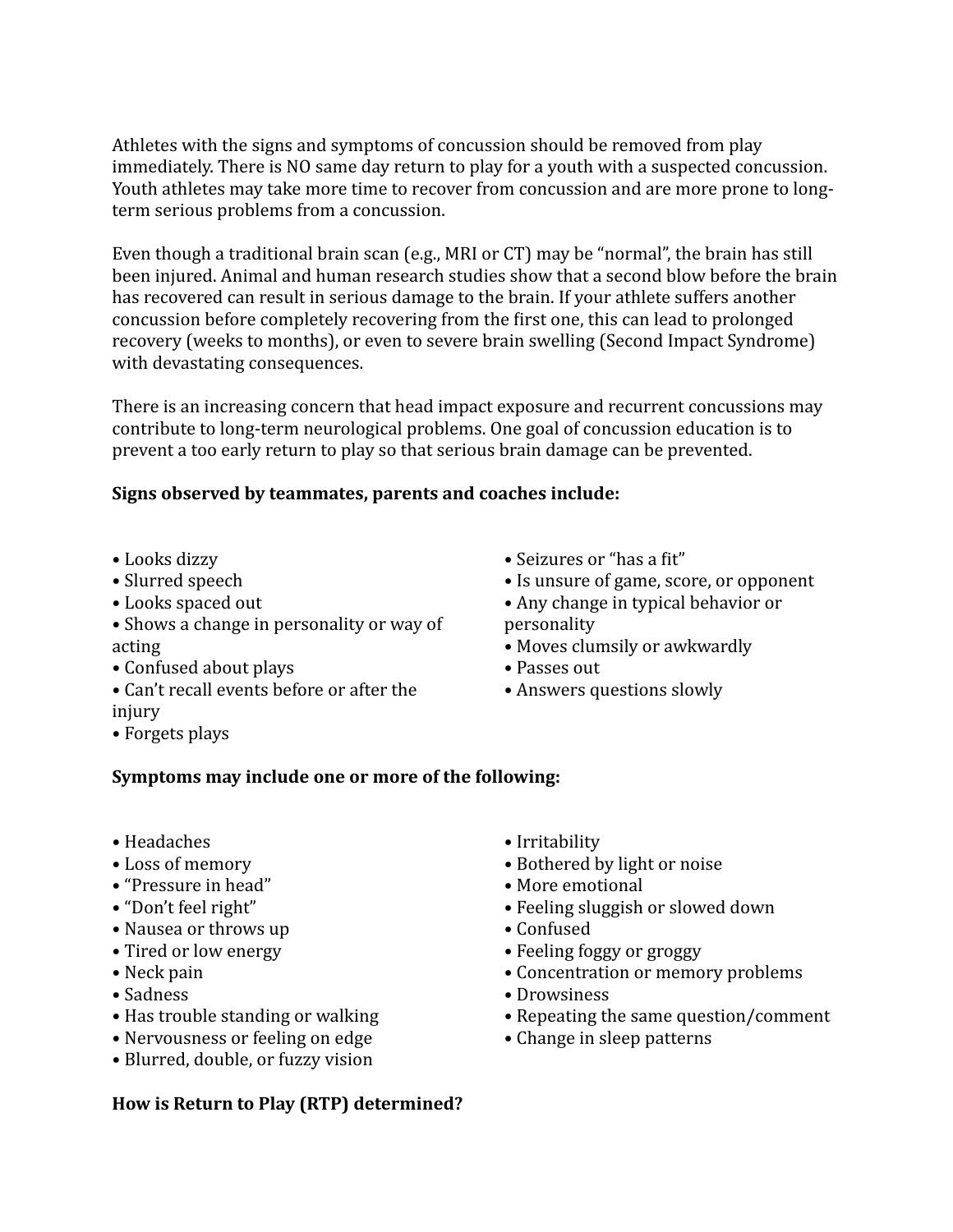Athletes with the signs and symptoms of concussion should be removed from play immediately. There is NO same day return to play for a youth with a suspected concussion. Youth athletes may take more time to recover from concussion and are more prone to long-term serious problems from a concussion.

Even though a traditional brain scan (e.g., MRI or CT) may be "normal", the brain has still been injured. Animal and human research studies show that a second blow before the brain has recovered can result in serious damage to the brain. If your athlete suffers another concussion before completely recovering from the first one, this can lead to prolonged recovery (weeks to months), or even to severe brain swelling (Second Impact Syndrome) with devastating consequences.

There is an increasing concern that head impact exposure and recurrent concussions may contribute to long-term neurological problems. One goal of concussion education is to prevent a too early return to play so that serious brain damage can be prevented.

**Signs observed by teammates, parents and coaches include:**

- Looks dizzy
- Slurred speech
- Looks spaced out
- Shows a change in personality or way of acting
- Confused about plays
- Can't recall events before or after the injury
- Forgets plays
- Seizures or "has a fit"
- Is unsure of game, score, or opponent
- Any change in typical behavior or personality
- Moves clumsily or awkwardly
- Passes out
- Answers questions slowly

**Symptoms may include one or more of the following:**

- Headaches
- Loss of memory
- "Pressure in head"
- "Don't feel right"
- Nausea or throws up
- Tired or low energy
- Neck pain
- Sadness
- Has trouble standing or walking
- Nervousness or feeling on edge
- Blurred, double, or fuzzy vision
- Irritability
- Bothered by light or noise
- More emotional
- Feeling sluggish or slowed down
- Confused
- Feeling foggy or groggy
- Concentration or memory problems
- Drowsiness
- Repeating the same question/comment
- Change in sleep patterns

**How is Return to Play (RTP) determined?**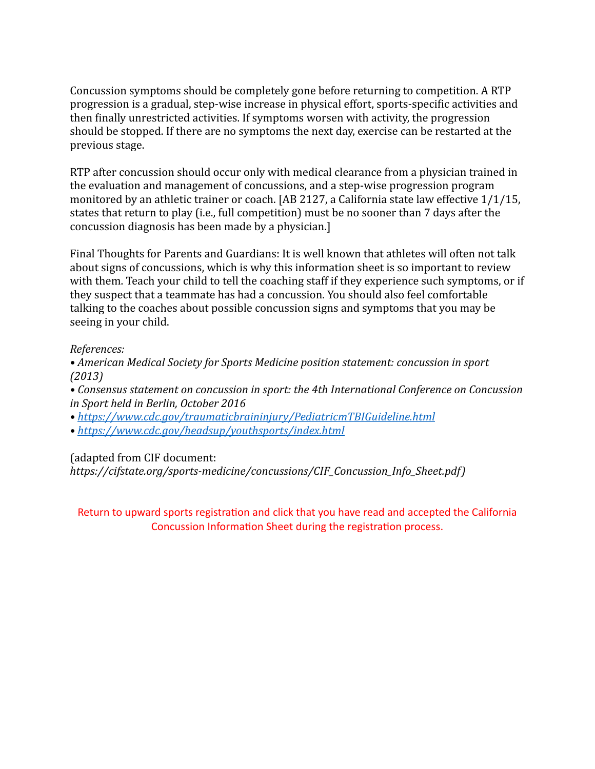Concussion symptoms should be completely gone before returning to competition. A RTP progression is a gradual, step-wise increase in physical effort, sports-specific activities and then finally unrestricted activities. If symptoms worsen with activity, the progression should be stopped. If there are no symptoms the next day, exercise can be restarted at the previous stage.

RTP after concussion should occur only with medical clearance from a physician trained in the evaluation and management of concussions, and a step-wise progression program monitored by an athletic trainer or coach. [AB 2127, a California state law effective 1/1/15, states that return to play (i.e., full competition) must be no sooner than 7 days after the concussion diagnosis has been made by a physician.]

Final Thoughts for Parents and Guardians: It is well known that athletes will often not talk about signs of concussions, which is why this information sheet is so important to review with them. Teach your child to tell the coaching staff if they experience such symptoms, or if they suspect that a teammate has had a concussion. You should also feel comfortable talking to the coaches about possible concussion signs and symptoms that you may be seeing in your child.

*References:*

- *American Medical Society for Sports Medicine position statement: concussion in sport (2013)*
- *Consensus statement on concussion in sport: the 4th International Conference on Concussion in Sport held in Berlin, October 2016*
- *https://www.cdc.gov/traumaticbraininjury/PediatricmTBIGuideline.html*
- *https://www.cdc.gov/headsup/youthsports/index.html*

(adapted from CIF document: *https://cifstate.org/sports-medicine/concussions/CIF_Concussion_Info_Sheet.pdf)*

Return to upward sports registration and click that you have read and accepted the California Concussion Information Sheet during the registration process.